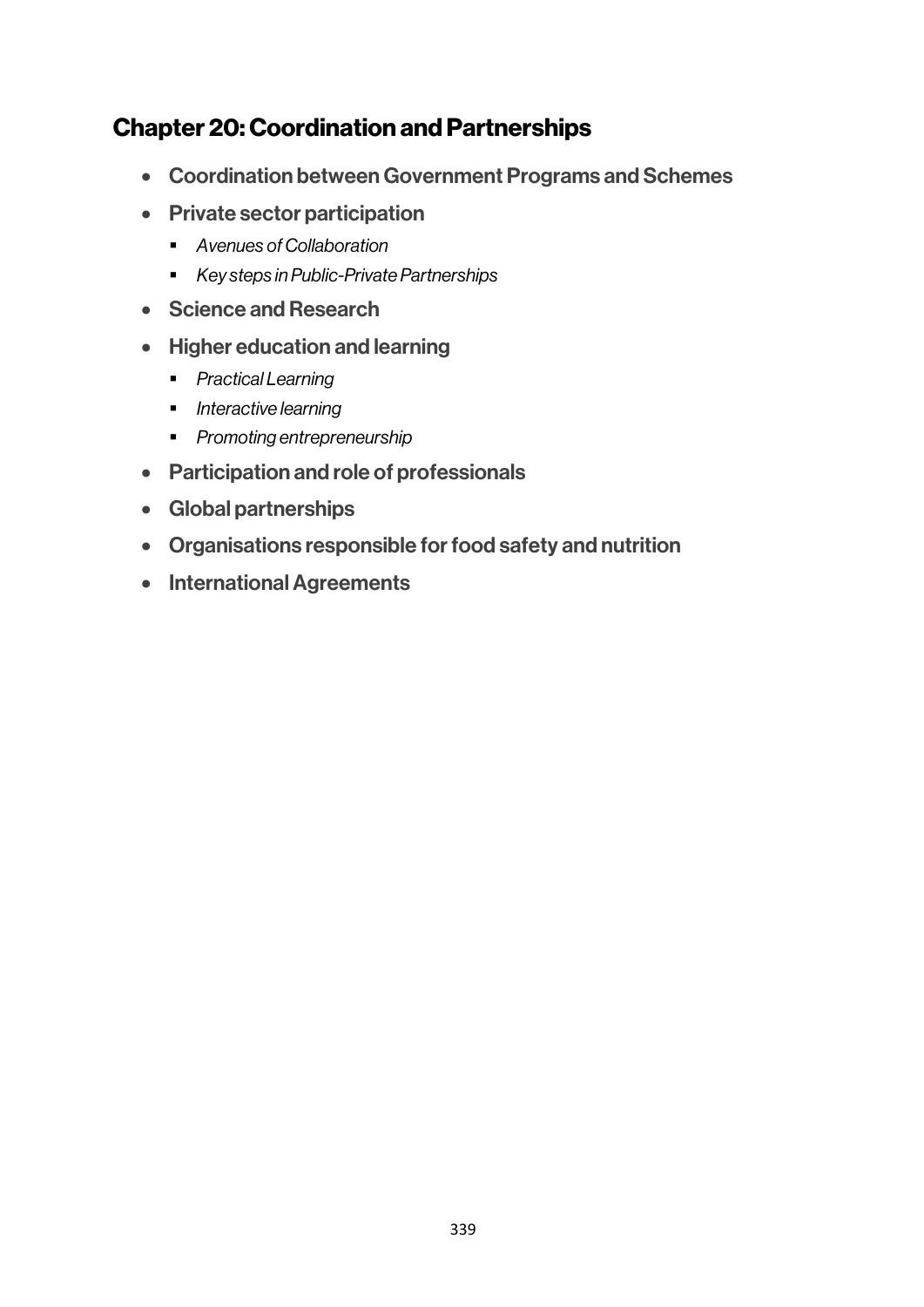# Chapter 20: Coordination and Partnerships

- **Coordination between Government Programs and Schemes**
- **Private sector participation**
  - *Avenues of Collaboration*
  - *Key steps in Public-Private Partnerships*
- **Science and Research**
- **Higher education and learning**
  - *Practical Learning*
  - *Interactive learning*
  - *Promoting entrepreneurship*
- **Participation and role of professionals**
- **Global partnerships**
- **Organisations responsible for food safety and nutrition**
- **International Agreements**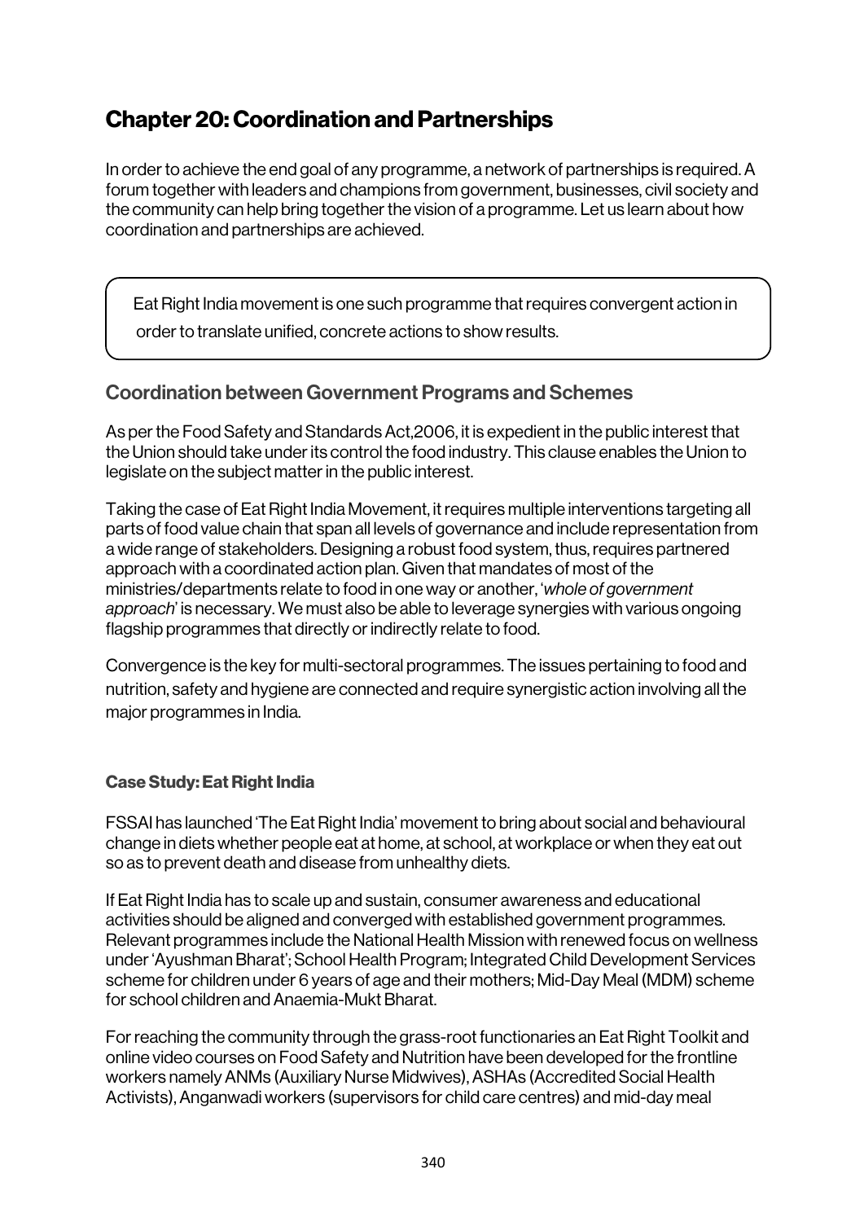# Chapter 20: Coordination and Partnerships

In order to achieve the end goal of any programme, a network of partnerships is required. A forum together with leaders and champions from government, businesses, civil society and the community can help bring together the vision of a programme. Let us learn about how coordination and partnerships are achieved.

> Eat Right India movement is one such programme that requires convergent action in order to translate unified, concrete actions to show results.

## Coordination between Government Programs and Schemes

As per the Food Safety and Standards Act,2006, it is expedient in the public interest that the Union should take under its control the food industry. This clause enables the Union to legislate on the subject matter in the public interest.

Taking the case of Eat Right India Movement, it requires multiple interventions targeting all parts of food value chain that span all levels of governance and include representation from a wide range of stakeholders. Designing a robust food system, thus, requires partnered approach with a coordinated action plan. Given that mandates of most of the ministries/departments relate to food in one way or another, '*whole of government approach*' is necessary. We must also be able to leverage synergies with various ongoing flagship programmes that directly or indirectly relate to food.

Convergence is the key for multi-sectoral programmes. The issues pertaining to food and nutrition, safety and hygiene are connected and require synergistic action involving all the major programmes in India.

### Case Study: Eat Right India

FSSAI has launched 'The Eat Right India' movement to bring about social and behavioural change in diets whether people eat at home, at school, at workplace or when they eat out so as to prevent death and disease from unhealthy diets.

If Eat Right India has to scale up and sustain, consumer awareness and educational activities should be aligned and converged with established government programmes. Relevant programmes include the National Health Mission with renewed focus on wellness under 'Ayushman Bharat'; School Health Program; Integrated Child Development Services scheme for children under 6 years of age and their mothers; Mid-Day Meal (MDM) scheme for school children and Anaemia-Mukt Bharat.

For reaching the community through the grass-root functionaries an Eat Right Toolkit and online video courses on Food Safety and Nutrition have been developed for the frontline workers namely ANMs (Auxiliary Nurse Midwives), ASHAs (Accredited Social Health Activists), Anganwadi workers (supervisors for child care centres) and mid-day meal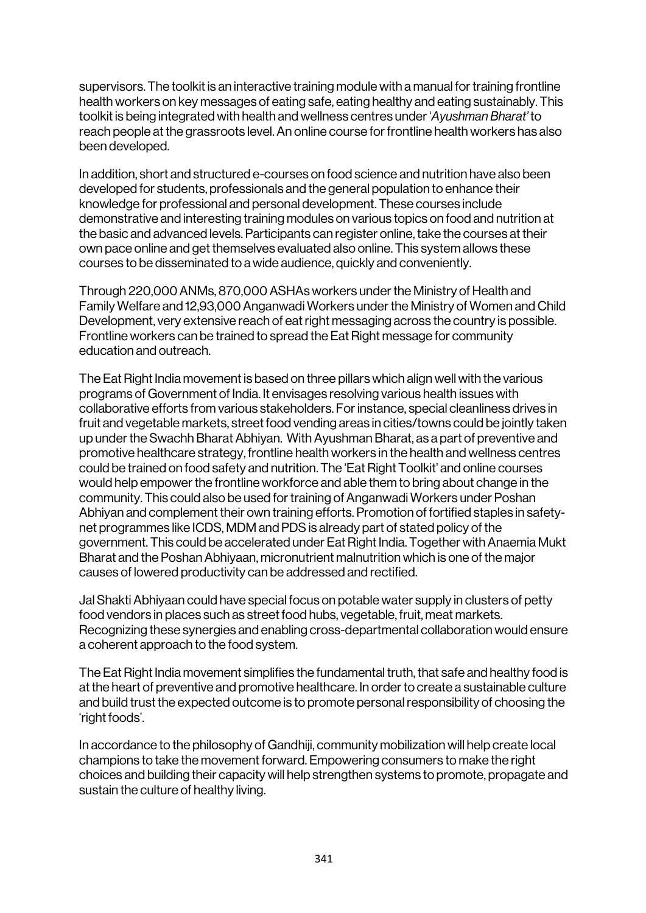supervisors. The toolkit is an interactive training module with a manual for training frontline health workers on key messages of eating safe, eating healthy and eating sustainably. This toolkit is being integrated with health and wellness centres under '*Ayushman Bharat*' to reach people at the grassroots level. An online course for frontline health workers has also been developed.

In addition, short and structured e-courses on food science and nutrition have also been developed for students, professionals and the general population to enhance their knowledge for professional and personal development. These courses include demonstrative and interesting training modules on various topics on food and nutrition at the basic and advanced levels. Participants can register online, take the courses at their own pace online and get themselves evaluated also online. This system allows these courses to be disseminated to a wide audience, quickly and conveniently.

Through 220,000 ANMs, 870,000 ASHAs workers under the Ministry of Health and Family Welfare and 12,93,000 Anganwadi Workers under the Ministry of Women and Child Development, very extensive reach of eat right messaging across the country is possible. Frontline workers can be trained to spread the Eat Right message for community education and outreach.

The Eat Right India movement is based on three pillars which align well with the various programs of Government of India. It envisages resolving various health issues with collaborative efforts from various stakeholders. For instance, special cleanliness drives in fruit and vegetable markets, street food vending areas in cities/towns could be jointly taken up under the Swachh Bharat Abhiyan. With Ayushman Bharat, as a part of preventive and promotive healthcare strategy, frontline health workers in the health and wellness centres could be trained on food safety and nutrition. The 'Eat Right Toolkit' and online courses would help empower the frontline workforce and able them to bring about change in the community. This could also be used for training of Anganwadi Workers under Poshan Abhiyan and complement their own training efforts. Promotion of fortified staples in safety-net programmes like ICDS, MDM and PDS is already part of stated policy of the government. This could be accelerated under Eat Right India. Together with Anaemia Mukt Bharat and the Poshan Abhiyaan, micronutrient malnutrition which is one of the major causes of lowered productivity can be addressed and rectified.

Jal Shakti Abhiyaan could have special focus on potable water supply in clusters of petty food vendors in places such as street food hubs, vegetable, fruit, meat markets. Recognizing these synergies and enabling cross-departmental collaboration would ensure a coherent approach to the food system.

The Eat Right India movement simplifies the fundamental truth, that safe and healthy food is at the heart of preventive and promotive healthcare. In order to create a sustainable culture and build trust the expected outcome is to promote personal responsibility of choosing the 'right foods'.

In accordance to the philosophy of Gandhiji, community mobilization will help create local champions to take the movement forward. Empowering consumers to make the right choices and building their capacity will help strengthen systems to promote, propagate and sustain the culture of healthy living.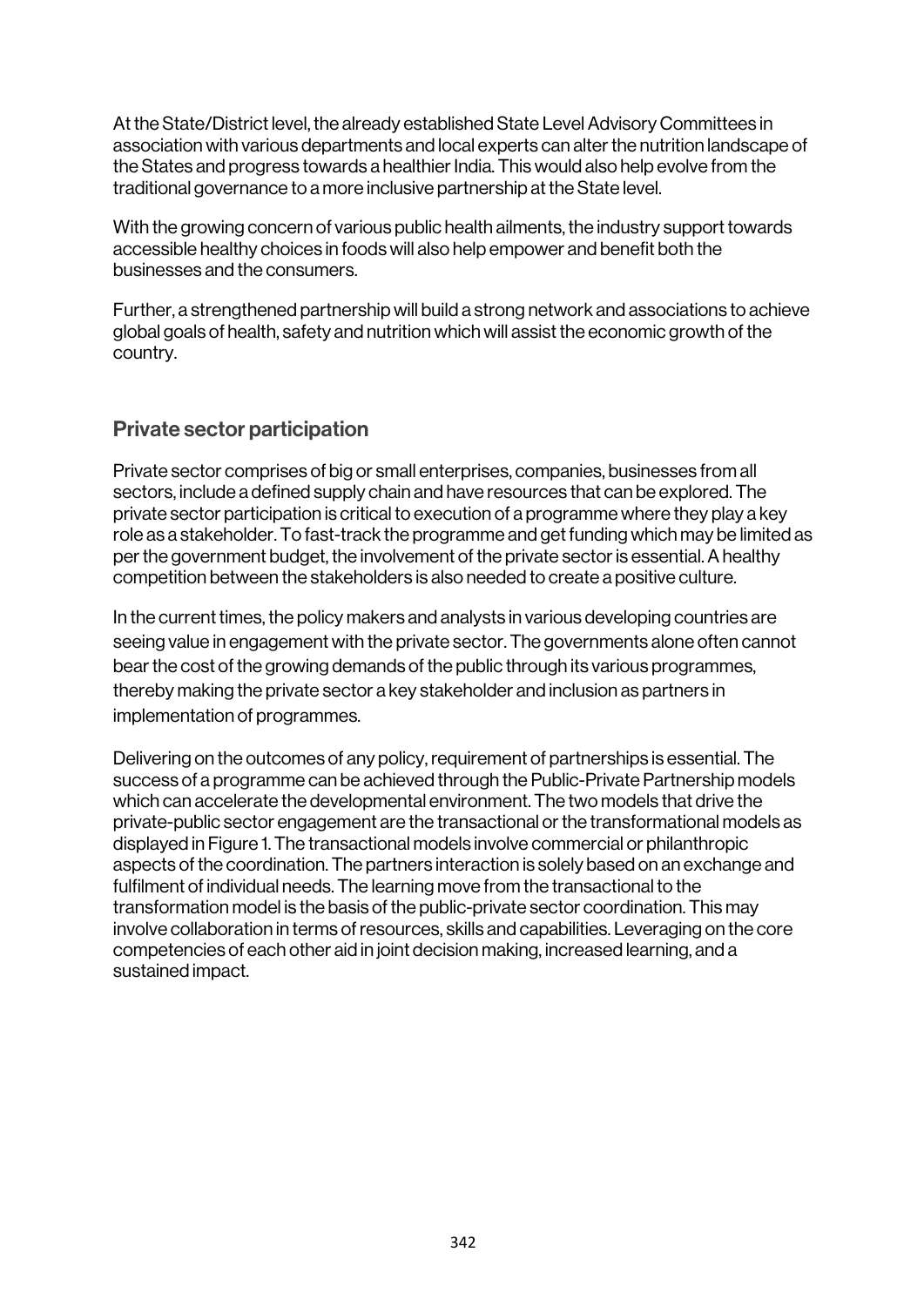At the State/District level, the already established State Level Advisory Committees in association with various departments and local experts can alter the nutrition landscape of the States and progress towards a healthier India. This would also help evolve from the traditional governance to a more inclusive partnership at the State level.

With the growing concern of various public health ailments, the industry support towards accessible healthy choices in foods will also help empower and benefit both the businesses and the consumers.

Further, a strengthened partnership will build a strong network and associations to achieve global goals of health, safety and nutrition which will assist the economic growth of the country.

## Private sector participation

Private sector comprises of big or small enterprises, companies, businesses from all sectors, include a defined supply chain and have resources that can be explored. The private sector participation is critical to execution of a programme where they play a key role as a stakeholder. To fast-track the programme and get funding which may be limited as per the government budget, the involvement of the private sector is essential. A healthy competition between the stakeholders is also needed to create a positive culture.

In the current times, the policy makers and analysts in various developing countries are seeing value in engagement with the private sector. The governments alone often cannot bear the cost of the growing demands of the public through its various programmes, thereby making the private sector a key stakeholder and inclusion as partners in implementation of programmes.

Delivering on the outcomes of any policy, requirement of partnerships is essential. The success of a programme can be achieved through the Public-Private Partnership models which can accelerate the developmental environment. The two models that drive the private-public sector engagement are the transactional or the transformational models as displayed in Figure 1. The transactional models involve commercial or philanthropic aspects of the coordination. The partners interaction is solely based on an exchange and fulfilment of individual needs. The learning move from the transactional to the transformation model is the basis of the public-private sector coordination. This may involve collaboration in terms of resources, skills and capabilities. Leveraging on the core competencies of each other aid in joint decision making, increased learning, and a sustained impact.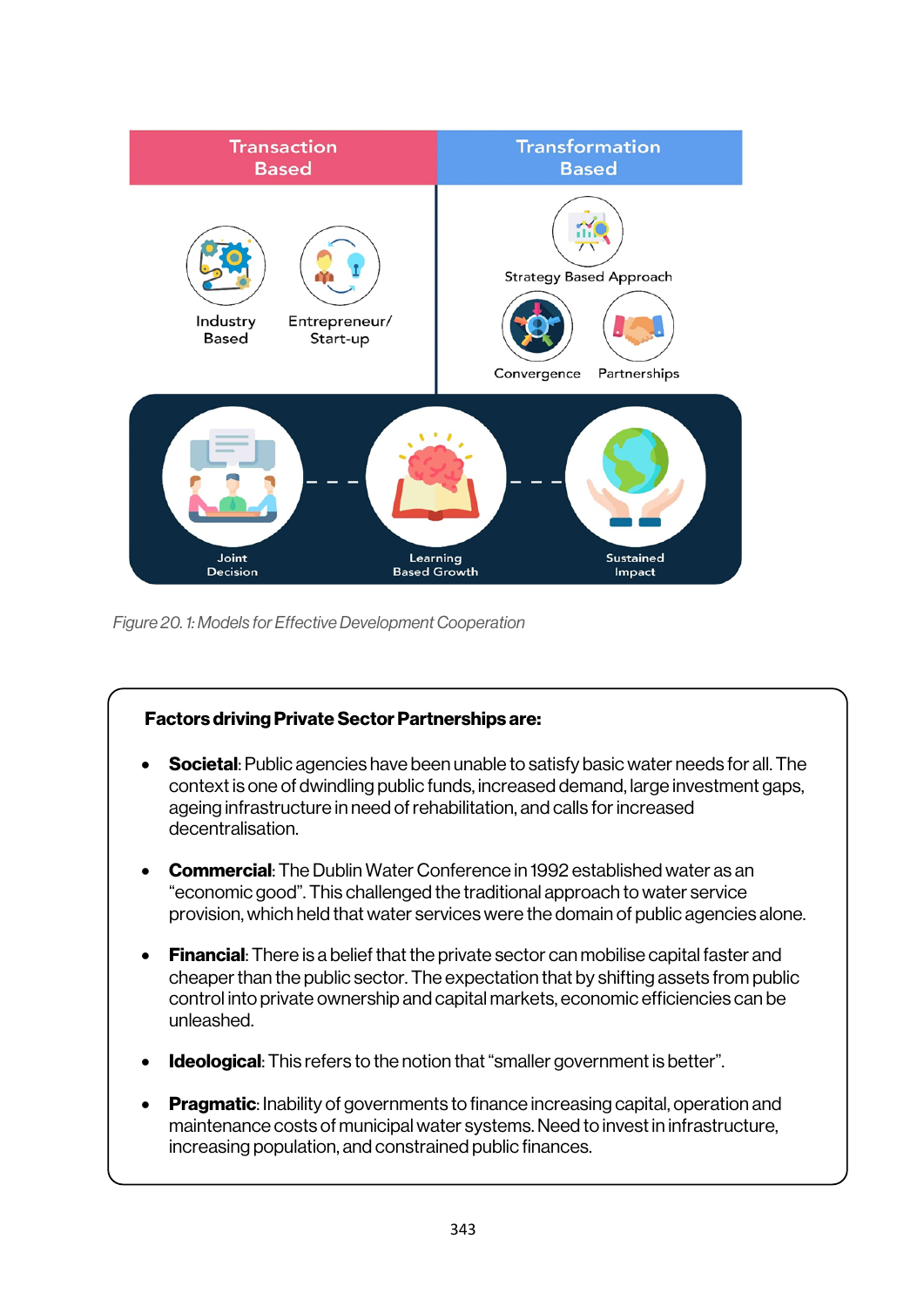Transaction Based

Transformation Based

Industry Based

Entrepreneur/ Start-up

Strategy Based Approach

Convergence

Partnerships

Joint Decision

Learning Based Growth

Sustained Impact

*Figure 20. 1: Models for Effective Development Cooperation*

**Factors driving Private Sector Partnerships are:**

- **Societal**: Public agencies have been unable to satisfy basic water needs for all. The context is one of dwindling public funds, increased demand, large investment gaps, ageing infrastructure in need of rehabilitation, and calls for increased decentralisation.
- **Commercial**: The Dublin Water Conference in 1992 established water as an "economic good". This challenged the traditional approach to water service provision, which held that water services were the domain of public agencies alone.
- **Financial**: There is a belief that the private sector can mobilise capital faster and cheaper than the public sector. The expectation that by shifting assets from public control into private ownership and capital markets, economic efficiencies can be unleashed.
- **Ideological**: This refers to the notion that "smaller government is better".
- **Pragmatic**: Inability of governments to finance increasing capital, operation and maintenance costs of municipal water systems. Need to invest in infrastructure, increasing population, and constrained public finances.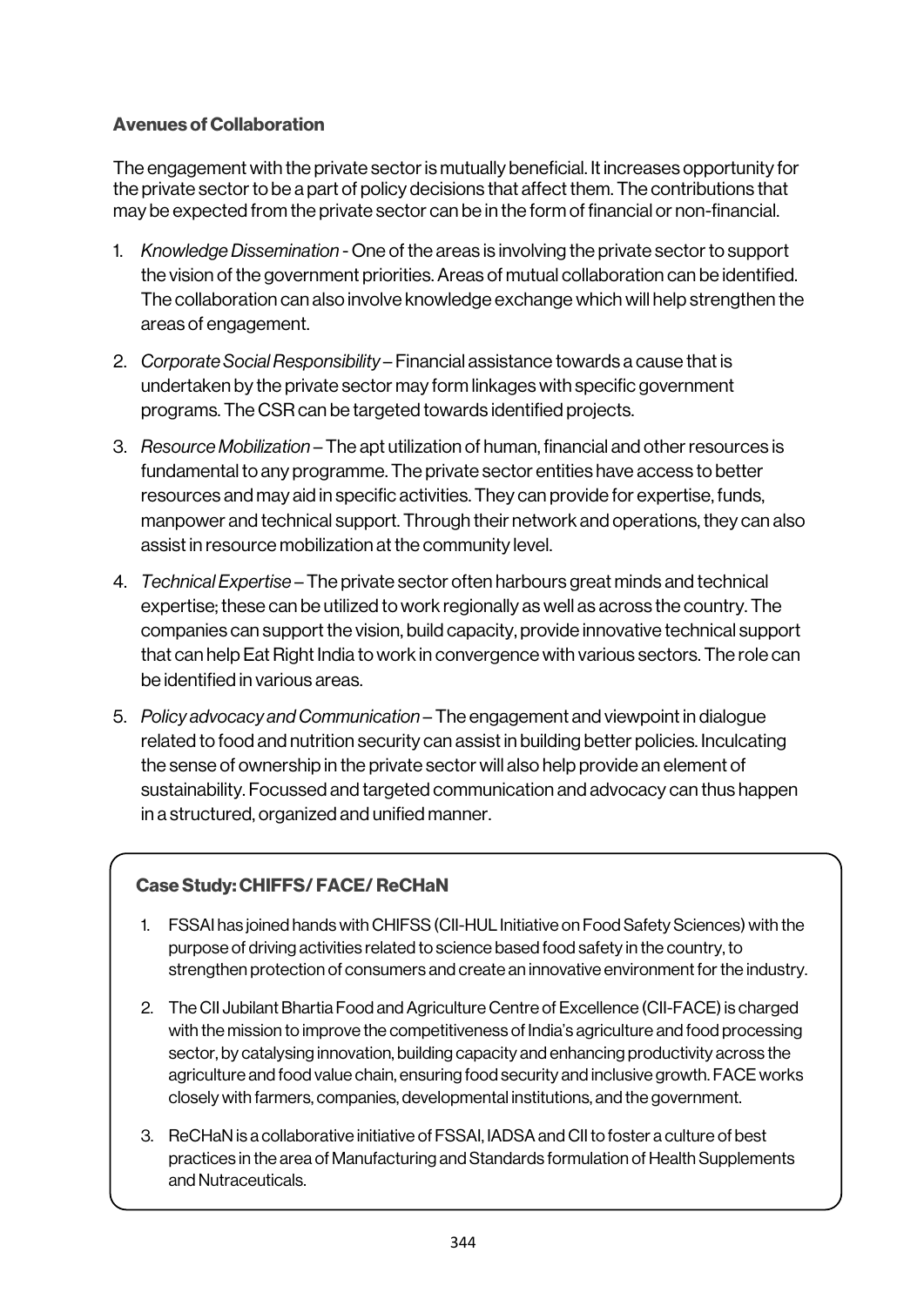### Avenues of Collaboration

The engagement with the private sector is mutually beneficial. It increases opportunity for the private sector to be a part of policy decisions that affect them. The contributions that may be expected from the private sector can be in the form of financial or non-financial.

1. *Knowledge Dissemination* - One of the areas is involving the private sector to support the vision of the government priorities. Areas of mutual collaboration can be identified. The collaboration can also involve knowledge exchange which will help strengthen the areas of engagement.
2. *Corporate Social Responsibility* – Financial assistance towards a cause that is undertaken by the private sector may form linkages with specific government programs. The CSR can be targeted towards identified projects.
3. *Resource Mobilization* – The apt utilization of human, financial and other resources is fundamental to any programme. The private sector entities have access to better resources and may aid in specific activities. They can provide for expertise, funds, manpower and technical support. Through their network and operations, they can also assist in resource mobilization at the community level.
4. *Technical Expertise* – The private sector often harbours great minds and technical expertise; these can be utilized to work regionally as well as across the country. The companies can support the vision, build capacity, provide innovative technical support that can help Eat Right India to work in convergence with various sectors. The role can be identified in various areas.
5. *Policy advocacy and Communication* – The engagement and viewpoint in dialogue related to food and nutrition security can assist in building better policies. Inculcating the sense of ownership in the private sector will also help provide an element of sustainability. Focussed and targeted communication and advocacy can thus happen in a structured, organized and unified manner.

#### Case Study: CHIFFS/ FACE/ ReCHaN

1. FSSAI has joined hands with CHIFSS (CII-HUL Initiative on Food Safety Sciences) with the purpose of driving activities related to science based food safety in the country, to strengthen protection of consumers and create an innovative environment for the industry.
2. The CII Jubilant Bhartia Food and Agriculture Centre of Excellence (CII-FACE) is charged with the mission to improve the competitiveness of India's agriculture and food processing sector, by catalysing innovation, building capacity and enhancing productivity across the agriculture and food value chain, ensuring food security and inclusive growth. FACE works closely with farmers, companies, developmental institutions, and the government.
3. ReCHaN is a collaborative initiative of FSSAI, IADSA and CII to foster a culture of best practices in the area of Manufacturing and Standards formulation of Health Supplements and Nutraceuticals.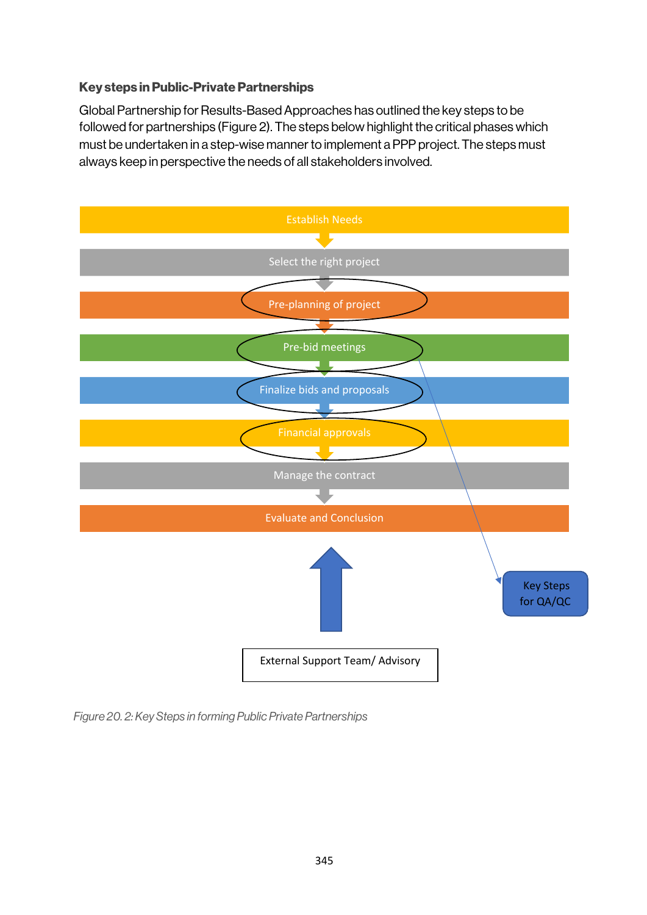**Key steps in Public-Private Partnerships**

Global Partnership for Results-Based Approaches has outlined the key steps to be followed for partnerships (Figure 2). The steps below highlight the critical phases which must be undertaken in a step-wise manner to implement a PPP project. The steps must always keep in perspective the needs of all stakeholders involved.

Establish Needs

Select the right project

Pre-planning of project

Pre-bid meetings

Finalize bids and proposals

Financial approvals

Manage the contract

Evaluate and Conclusion

Key Steps for QA/QC

External Support Team/ Advisory

*Figure 20. 2: Key Steps in forming Public Private Partnerships*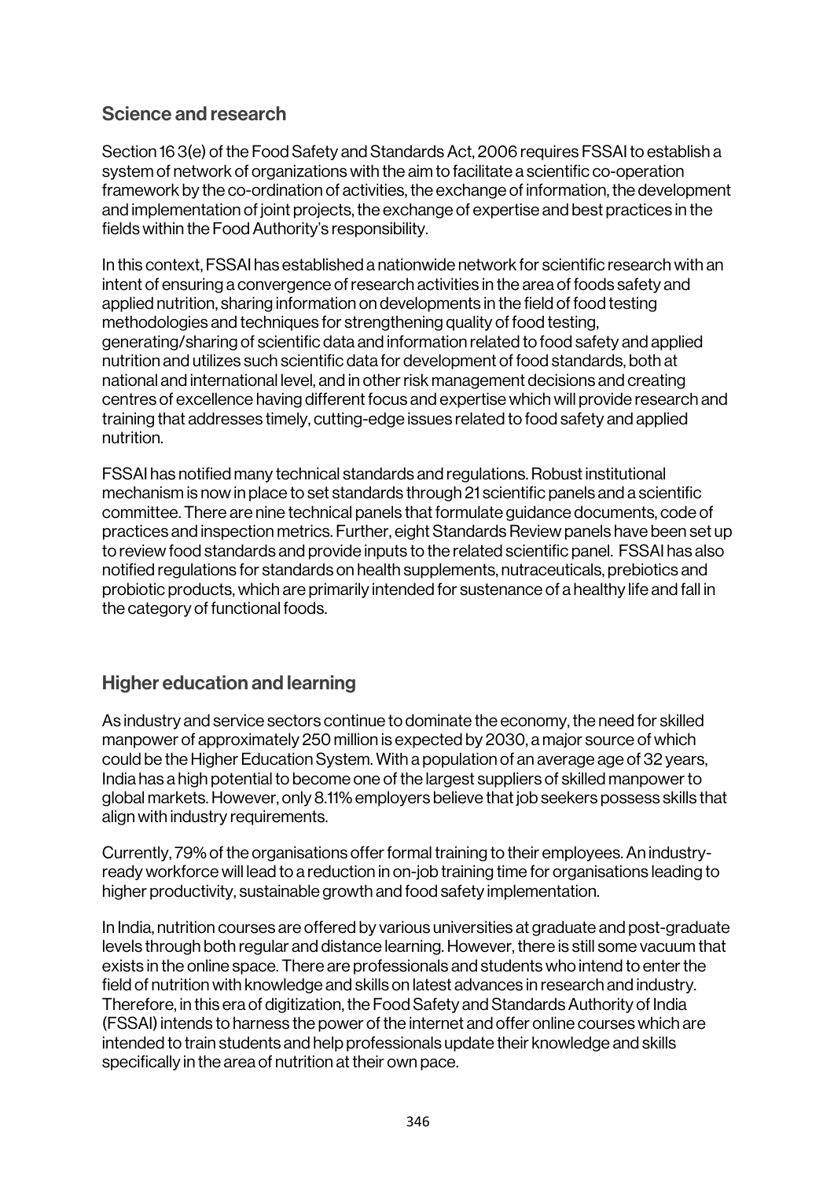## Science and research

Section 16 3(e) of the Food Safety and Standards Act, 2006 requires FSSAI to establish a system of network of organizations with the aim to facilitate a scientific co-operation framework by the co-ordination of activities, the exchange of information, the development and implementation of joint projects, the exchange of expertise and best practices in the fields within the Food Authority's responsibility.

In this context, FSSAI has established a nationwide network for scientific research with an intent of ensuring a convergence of research activities in the area of foods safety and applied nutrition, sharing information on developments in the field of food testing methodologies and techniques for strengthening quality of food testing, generating/sharing of scientific data and information related to food safety and applied nutrition and utilizes such scientific data for development of food standards, both at national and international level, and in other risk management decisions and creating centres of excellence having different focus and expertise which will provide research and training that addresses timely, cutting-edge issues related to food safety and applied nutrition.

FSSAI has notified many technical standards and regulations. Robust institutional mechanism is now in place to set standards through 21 scientific panels and a scientific committee. There are nine technical panels that formulate guidance documents, code of practices and inspection metrics. Further, eight Standards Review panels have been set up to review food standards and provide inputs to the related scientific panel. FSSAI has also notified regulations for standards on health supplements, nutraceuticals, prebiotics and probiotic products, which are primarily intended for sustenance of a healthy life and fall in the category of functional foods.

## Higher education and learning

As industry and service sectors continue to dominate the economy, the need for skilled manpower of approximately 250 million is expected by 2030, a major source of which could be the Higher Education System. With a population of an average age of 32 years, India has a high potential to become one of the largest suppliers of skilled manpower to global markets. However, only 8.11% employers believe that job seekers possess skills that align with industry requirements.

Currently, 79% of the organisations offer formal training to their employees. An industry-ready workforce will lead to a reduction in on-job training time for organisations leading to higher productivity, sustainable growth and food safety implementation.

In India, nutrition courses are offered by various universities at graduate and post-graduate levels through both regular and distance learning. However, there is still some vacuum that exists in the online space. There are professionals and students who intend to enter the field of nutrition with knowledge and skills on latest advances in research and industry. Therefore, in this era of digitization, the Food Safety and Standards Authority of India (FSSAI) intends to harness the power of the internet and offer online courses which are intended to train students and help professionals update their knowledge and skills specifically in the area of nutrition at their own pace.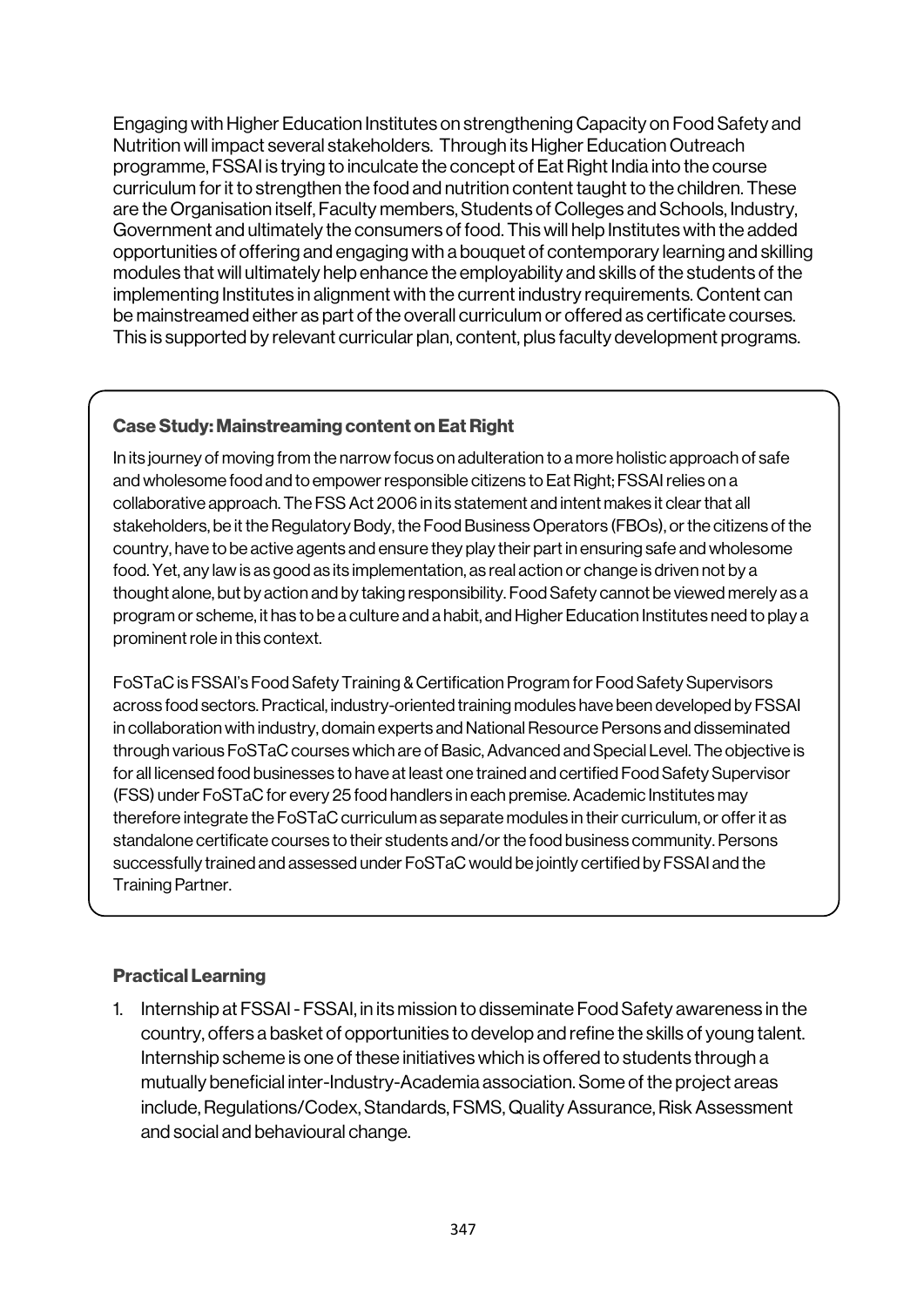Engaging with Higher Education Institutes on strengthening Capacity on Food Safety and Nutrition will impact several stakeholders. Through its Higher Education Outreach programme, FSSAI is trying to inculcate the concept of Eat Right India into the course curriculum for it to strengthen the food and nutrition content taught to the children. These are the Organisation itself, Faculty members, Students of Colleges and Schools, Industry, Government and ultimately the consumers of food. This will help Institutes with the added opportunities of offering and engaging with a bouquet of contemporary learning and skilling modules that will ultimately help enhance the employability and skills of the students of the implementing Institutes in alignment with the current industry requirements. Content can be mainstreamed either as part of the overall curriculum or offered as certificate courses. This is supported by relevant curricular plan, content, plus faculty development programs.

### Case Study: Mainstreaming content on Eat Right

In its journey of moving from the narrow focus on adulteration to a more holistic approach of safe and wholesome food and to empower responsible citizens to Eat Right; FSSAI relies on a collaborative approach. The FSS Act 2006 in its statement and intent makes it clear that all stakeholders, be it the Regulatory Body, the Food Business Operators (FBOs), or the citizens of the country, have to be active agents and ensure they play their part in ensuring safe and wholesome food. Yet, any law is as good as its implementation, as real action or change is driven not by a thought alone, but by action and by taking responsibility. Food Safety cannot be viewed merely as a program or scheme, it has to be a culture and a habit, and Higher Education Institutes need to play a prominent role in this context.

FoSTaC is FSSAI's Food Safety Training & Certification Program for Food Safety Supervisors across food sectors. Practical, industry-oriented training modules have been developed by FSSAI in collaboration with industry, domain experts and National Resource Persons and disseminated through various FoSTaC courses which are of Basic, Advanced and Special Level. The objective is for all licensed food businesses to have at least one trained and certified Food Safety Supervisor (FSS) under FoSTaC for every 25 food handlers in each premise. Academic Institutes may therefore integrate the FoSTaC curriculum as separate modules in their curriculum, or offer it as standalone certificate courses to their students and/or the food business community. Persons successfully trained and assessed under FoSTaC would be jointly certified by FSSAI and the Training Partner.

### Practical Learning

1. Internship at FSSAI - FSSAI, in its mission to disseminate Food Safety awareness in the country, offers a basket of opportunities to develop and refine the skills of young talent. Internship scheme is one of these initiatives which is offered to students through a mutually beneficial inter-Industry-Academia association. Some of the project areas include, Regulations/Codex, Standards, FSMS, Quality Assurance, Risk Assessment and social and behavioural change.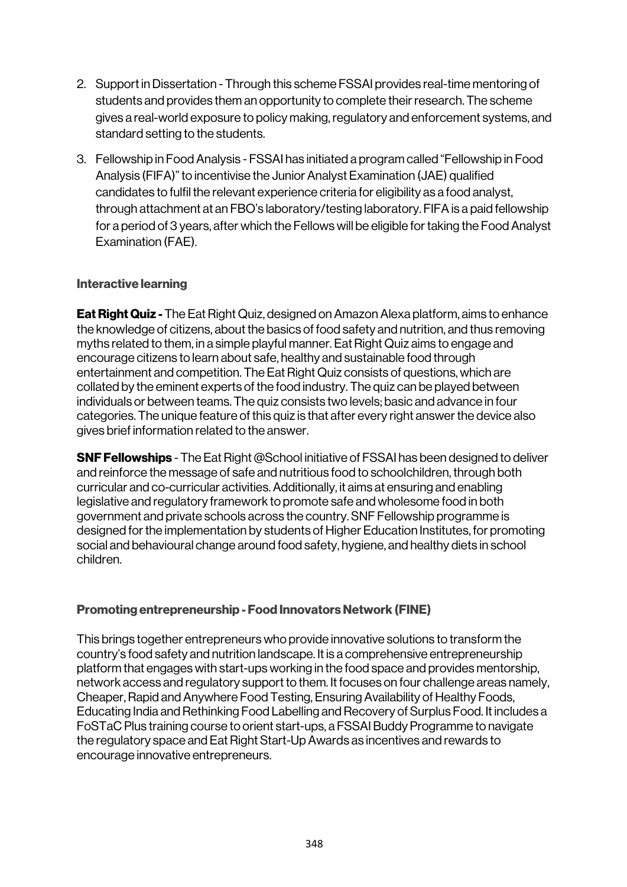2. Support in Dissertation - Through this scheme FSSAI provides real-time mentoring of students and provides them an opportunity to complete their research. The scheme gives a real-world exposure to policy making, regulatory and enforcement systems, and standard setting to the students.
3. Fellowship in Food Analysis - FSSAI has initiated a program called "Fellowship in Food Analysis (FIFA)" to incentivise the Junior Analyst Examination (JAE) qualified candidates to fulfil the relevant experience criteria for eligibility as a food analyst, through attachment at an FBO's laboratory/testing laboratory. FIFA is a paid fellowship for a period of 3 years, after which the Fellows will be eligible for taking the Food Analyst Examination (FAE).

### Interactive learning

**Eat Right Quiz -** The Eat Right Quiz, designed on Amazon Alexa platform, aims to enhance the knowledge of citizens, about the basics of food safety and nutrition, and thus removing myths related to them, in a simple playful manner. Eat Right Quiz aims to engage and encourage citizens to learn about safe, healthy and sustainable food through entertainment and competition. The Eat Right Quiz consists of questions, which are collated by the eminent experts of the food industry. The quiz can be played between individuals or between teams. The quiz consists two levels; basic and advance in four categories. The unique feature of this quiz is that after every right answer the device also gives brief information related to the answer.

**SNF Fellowships** - The Eat Right @School initiative of FSSAI has been designed to deliver and reinforce the message of safe and nutritious food to schoolchildren, through both curricular and co-curricular activities. Additionally, it aims at ensuring and enabling legislative and regulatory framework to promote safe and wholesome food in both government and private schools across the country. SNF Fellowship programme is designed for the implementation by students of Higher Education Institutes, for promoting social and behavioural change around food safety, hygiene, and healthy diets in school children.

### Promoting entrepreneurship - Food Innovators Network (FINE)

This brings together entrepreneurs who provide innovative solutions to transform the country's food safety and nutrition landscape. It is a comprehensive entrepreneurship platform that engages with start-ups working in the food space and provides mentorship, network access and regulatory support to them. It focuses on four challenge areas namely, Cheaper, Rapid and Anywhere Food Testing, Ensuring Availability of Healthy Foods, Educating India and Rethinking Food Labelling and Recovery of Surplus Food. It includes a FoSTaC Plus training course to orient start-ups, a FSSAI Buddy Programme to navigate the regulatory space and Eat Right Start-Up Awards as incentives and rewards to encourage innovative entrepreneurs.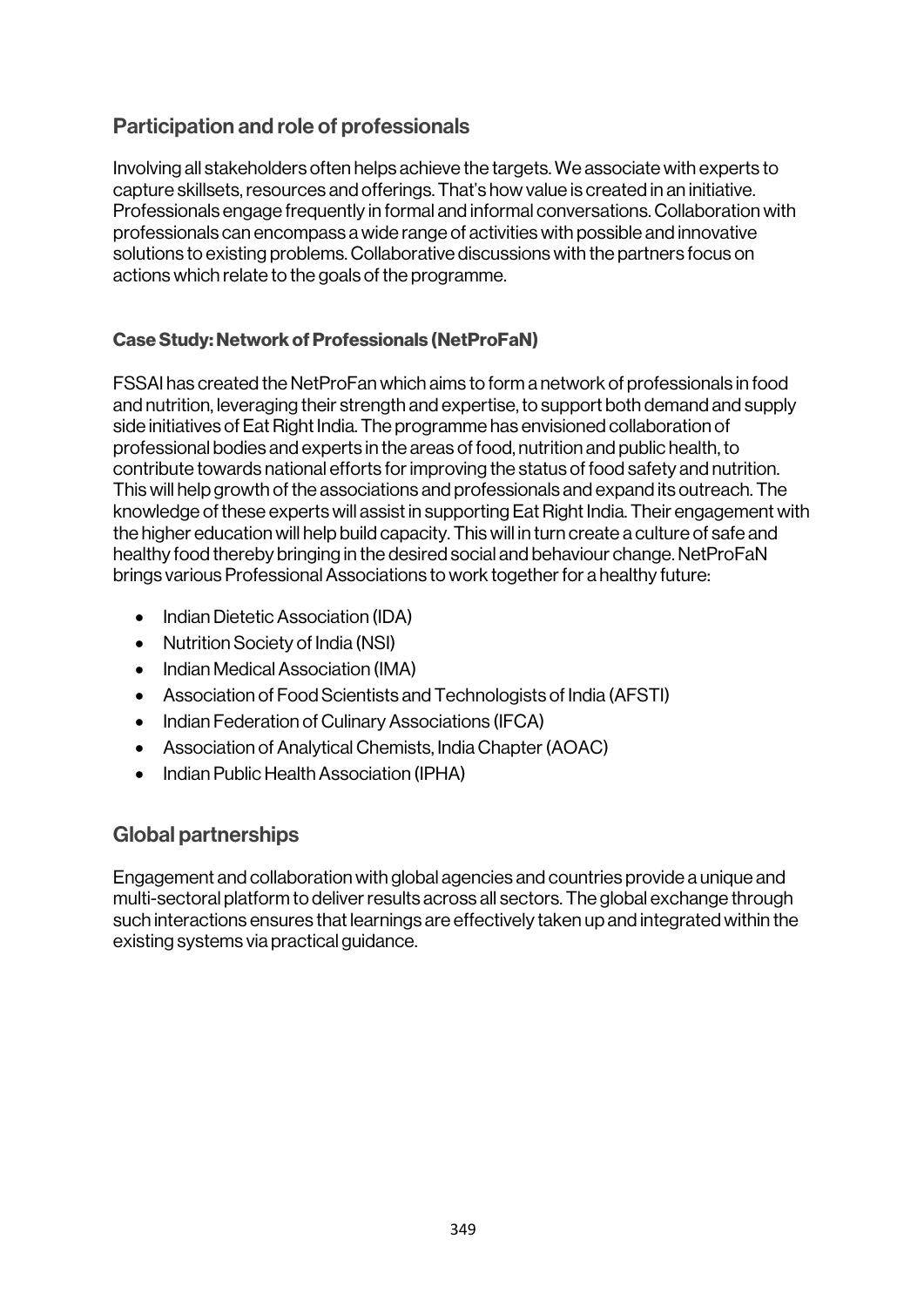## Participation and role of professionals

Involving all stakeholders often helps achieve the targets. We associate with experts to capture skillsets, resources and offerings. That's how value is created in an initiative. Professionals engage frequently in formal and informal conversations. Collaboration with professionals can encompass a wide range of activities with possible and innovative solutions to existing problems. Collaborative discussions with the partners focus on actions which relate to the goals of the programme.

### Case Study: Network of Professionals (NetProFaN)

FSSAI has created the NetProFan which aims to form a network of professionals in food and nutrition, leveraging their strength and expertise, to support both demand and supply side initiatives of Eat Right India. The programme has envisioned collaboration of professional bodies and experts in the areas of food, nutrition and public health, to contribute towards national efforts for improving the status of food safety and nutrition. This will help growth of the associations and professionals and expand its outreach. The knowledge of these experts will assist in supporting Eat Right India. Their engagement with the higher education will help build capacity. This will in turn create a culture of safe and healthy food thereby bringing in the desired social and behaviour change. NetProFaN brings various Professional Associations to work together for a healthy future:

- Indian Dietetic Association (IDA)
- Nutrition Society of India (NSI)
- Indian Medical Association (IMA)
- Association of Food Scientists and Technologists of India (AFSTI)
- Indian Federation of Culinary Associations (IFCA)
- Association of Analytical Chemists, India Chapter (AOAC)
- Indian Public Health Association (IPHA)

## Global partnerships

Engagement and collaboration with global agencies and countries provide a unique and multi-sectoral platform to deliver results across all sectors. The global exchange through such interactions ensures that learnings are effectively taken up and integrated within the existing systems via practical guidance.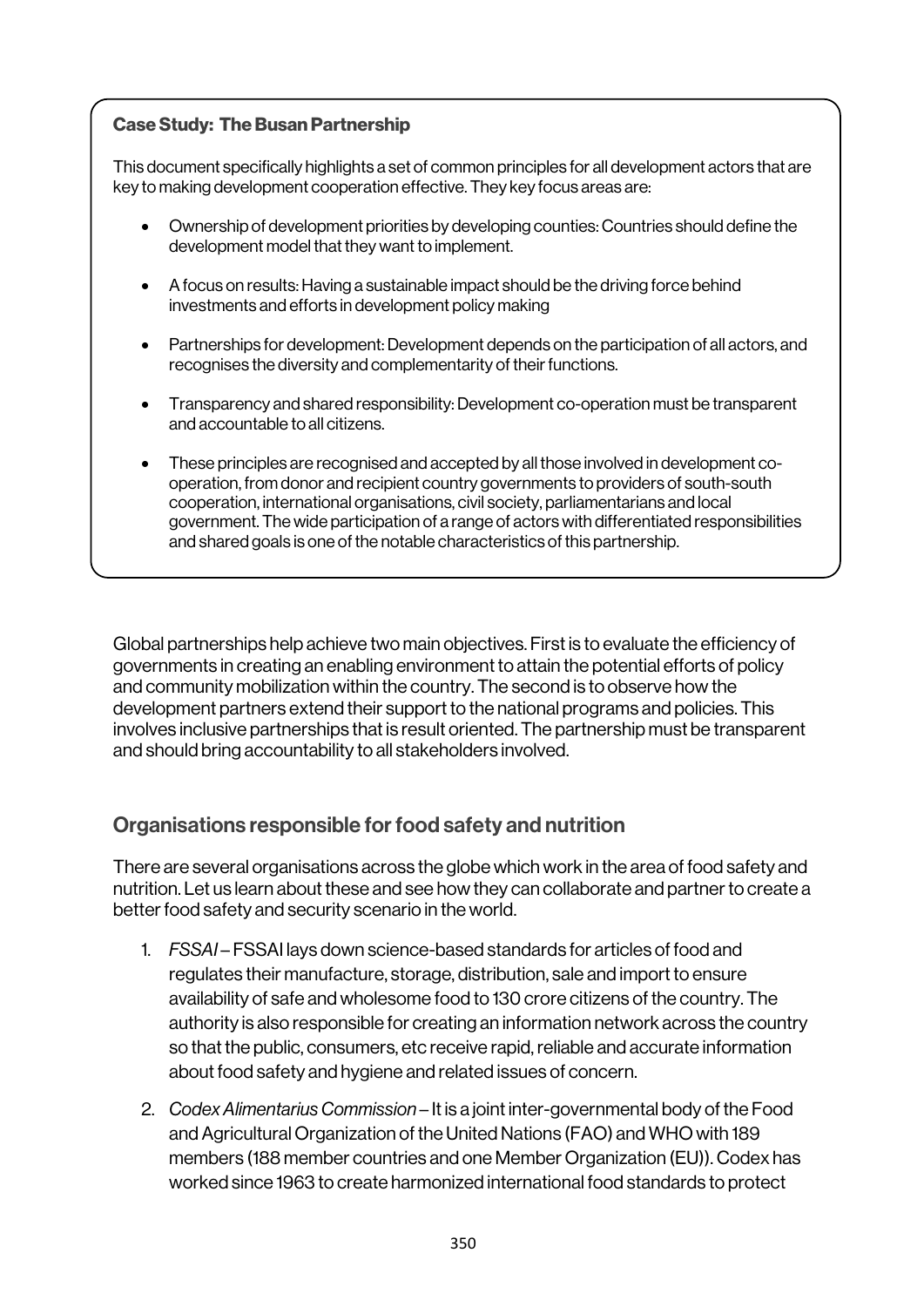**Case Study: The Busan Partnership**

This document specifically highlights a set of common principles for all development actors that are key to making development cooperation effective. They key focus areas are:

- Ownership of development priorities by developing counties: Countries should define the development model that they want to implement.
- A focus on results: Having a sustainable impact should be the driving force behind investments and efforts in development policy making
- Partnerships for development: Development depends on the participation of all actors, and recognises the diversity and complementarity of their functions.
- Transparency and shared responsibility: Development co-operation must be transparent and accountable to all citizens.
- These principles are recognised and accepted by all those involved in development co-operation, from donor and recipient country governments to providers of south-south cooperation, international organisations, civil society, parliamentarians and local government. The wide participation of a range of actors with differentiated responsibilities and shared goals is one of the notable characteristics of this partnership.

Global partnerships help achieve two main objectives. First is to evaluate the efficiency of governments in creating an enabling environment to attain the potential efforts of policy and community mobilization within the country. The second is to observe how the development partners extend their support to the national programs and policies. This involves inclusive partnerships that is result oriented. The partnership must be transparent and should bring accountability to all stakeholders involved.

## Organisations responsible for food safety and nutrition

There are several organisations across the globe which work in the area of food safety and nutrition. Let us learn about these and see how they can collaborate and partner to create a better food safety and security scenario in the world.

1. *FSSAI* – FSSAI lays down science-based standards for articles of food and regulates their manufacture, storage, distribution, sale and import to ensure availability of safe and wholesome food to 130 crore citizens of the country. The authority is also responsible for creating an information network across the country so that the public, consumers, etc receive rapid, reliable and accurate information about food safety and hygiene and related issues of concern.
2. *Codex Alimentarius Commission* – It is a joint inter-governmental body of the Food and Agricultural Organization of the United Nations (FAO) and WHO with 189 members (188 member countries and one Member Organization (EU)). Codex has worked since 1963 to create harmonized international food standards to protect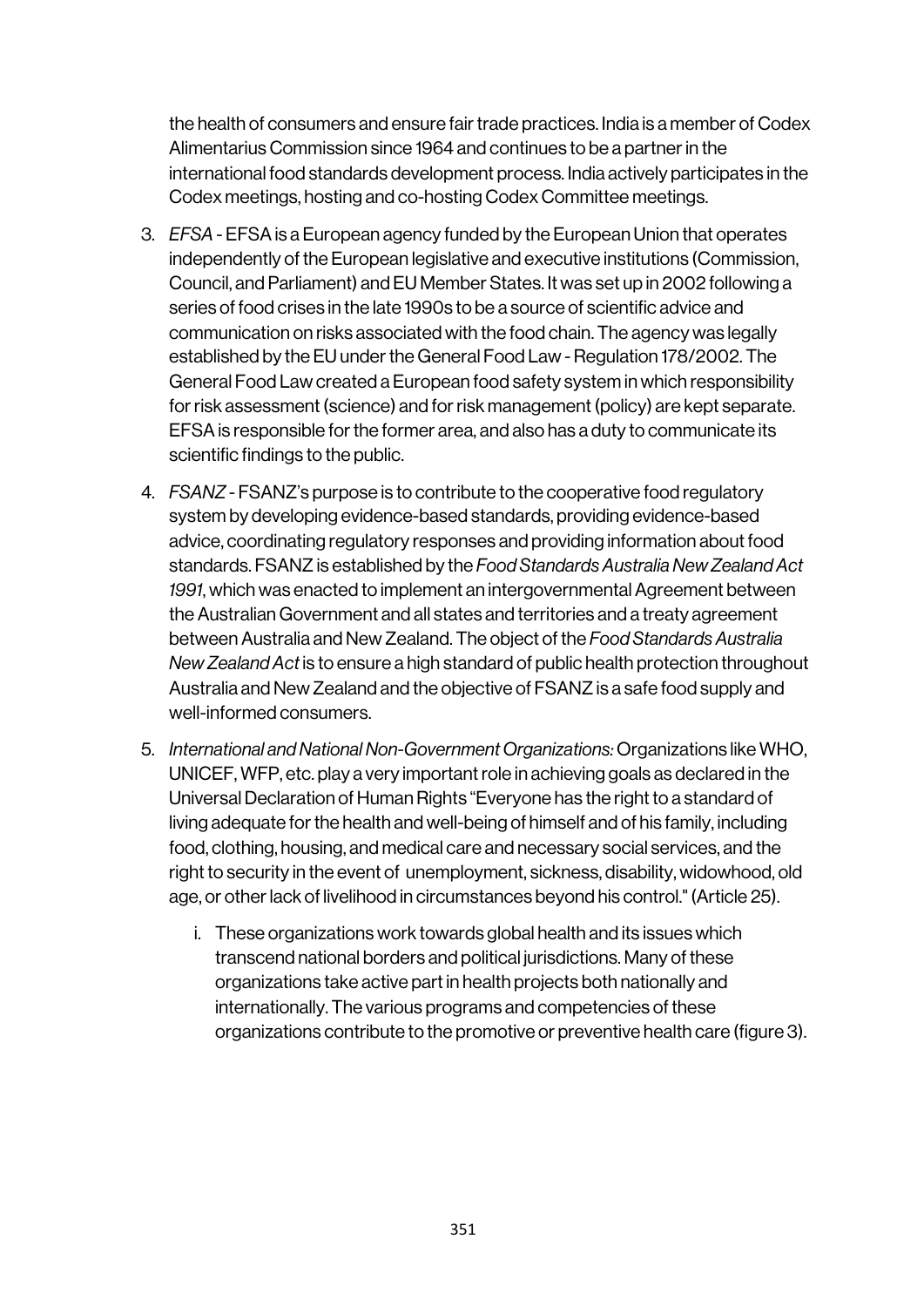the health of consumers and ensure fair trade practices. India is a member of Codex Alimentarius Commission since 1964 and continues to be a partner in the international food standards development process. India actively participates in the Codex meetings, hosting and co-hosting Codex Committee meetings.

3. *EFSA* - EFSA is a European agency funded by the European Union that operates independently of the European legislative and executive institutions (Commission, Council, and Parliament) and EU Member States. It was set up in 2002 following a series of food crises in the late 1990s to be a source of scientific advice and communication on risks associated with the food chain. The agency was legally established by the EU under the General Food Law - Regulation 178/2002. The General Food Law created a European food safety system in which responsibility for risk assessment (science) and for risk management (policy) are kept separate. EFSA is responsible for the former area, and also has a duty to communicate its scientific findings to the public.

4. *FSANZ* - FSANZ's purpose is to contribute to the cooperative food regulatory system by developing evidence-based standards, providing evidence-based advice, coordinating regulatory responses and providing information about food standards. FSANZ is established by the *Food Standards Australia New Zealand Act 1991*, which was enacted to implement an intergovernmental Agreement between the Australian Government and all states and territories and a treaty agreement between Australia and New Zealand. The object of the *Food Standards Australia New Zealand Act* is to ensure a high standard of public health protection throughout Australia and New Zealand and the objective of FSANZ is a safe food supply and well-informed consumers.

5. *International and National Non-Government Organizations:* Organizations like WHO, UNICEF, WFP, etc. play a very important role in achieving goals as declared in the Universal Declaration of Human Rights "Everyone has the right to a standard of living adequate for the health and well-being of himself and of his family, including food, clothing, housing, and medical care and necessary social services, and the right to security in the event of unemployment, sickness, disability, widowhood, old age, or other lack of livelihood in circumstances beyond his control." (Article 25).

   i. These organizations work towards global health and its issues which transcend national borders and political jurisdictions. Many of these organizations take active part in health projects both nationally and internationally. The various programs and competencies of these organizations contribute to the promotive or preventive health care (figure 3).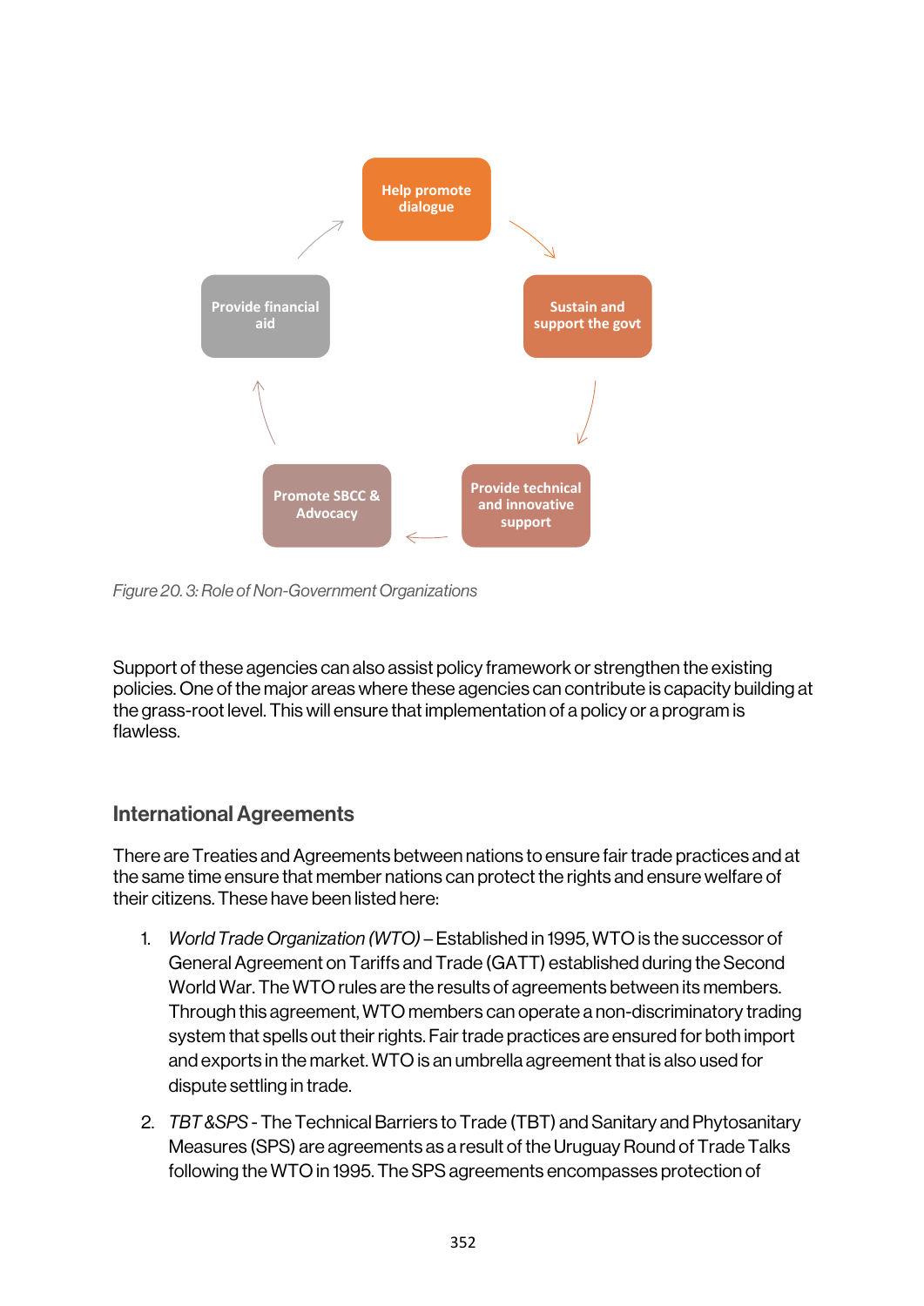Help promote dialogue

Sustain and support the govt

Provide technical and innovative support

Promote SBCC & Advocacy

Provide financial aid

*Figure 20. 3: Role of Non-Government Organizations*

Support of these agencies can also assist policy framework or strengthen the existing policies. One of the major areas where these agencies can contribute is capacity building at the grass-root level. This will ensure that implementation of a policy or a program is flawless.

## International Agreements

There are Treaties and Agreements between nations to ensure fair trade practices and at the same time ensure that member nations can protect the rights and ensure welfare of their citizens. These have been listed here:

1. *World Trade Organization (WTO)* – Established in 1995, WTO is the successor of General Agreement on Tariffs and Trade (GATT) established during the Second World War. The WTO rules are the results of agreements between its members. Through this agreement, WTO members can operate a non-discriminatory trading system that spells out their rights. Fair trade practices are ensured for both import and exports in the market. WTO is an umbrella agreement that is also used for dispute settling in trade.
2. *TBT &SPS* - The Technical Barriers to Trade (TBT) and Sanitary and Phytosanitary Measures (SPS) are agreements as a result of the Uruguay Round of Trade Talks following the WTO in 1995. The SPS agreements encompasses protection of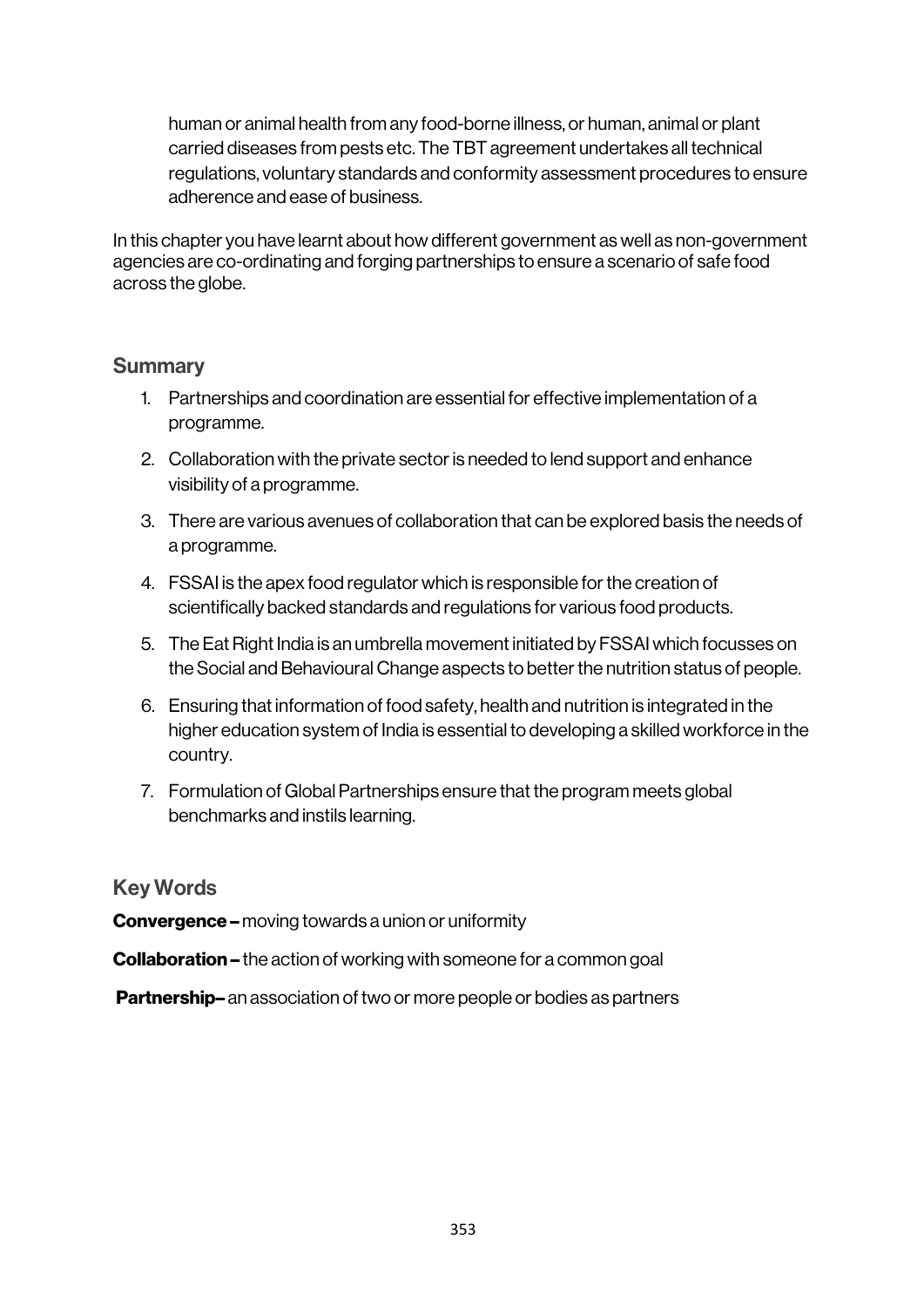human or animal health from any food-borne illness, or human, animal or plant carried diseases from pests etc. The TBT agreement undertakes all technical regulations, voluntary standards and conformity assessment procedures to ensure adherence and ease of business.

In this chapter you have learnt about how different government as well as non-government agencies are co-ordinating and forging partnerships to ensure a scenario of safe food across the globe.

## Summary

1. Partnerships and coordination are essential for effective implementation of a programme.
2. Collaboration with the private sector is needed to lend support and enhance visibility of a programme.
3. There are various avenues of collaboration that can be explored basis the needs of a programme.
4. FSSAI is the apex food regulator which is responsible for the creation of scientifically backed standards and regulations for various food products.
5. The Eat Right India is an umbrella movement initiated by FSSAI which focusses on the Social and Behavioural Change aspects to better the nutrition status of people.
6. Ensuring that information of food safety, health and nutrition is integrated in the higher education system of India is essential to developing a skilled workforce in the country.
7. Formulation of Global Partnerships ensure that the program meets global benchmarks and instils learning.

## Key Words

**Convergence –** moving towards a union or uniformity

**Collaboration –** the action of working with someone for a common goal

**Partnership–** an association of two or more people or bodies as partners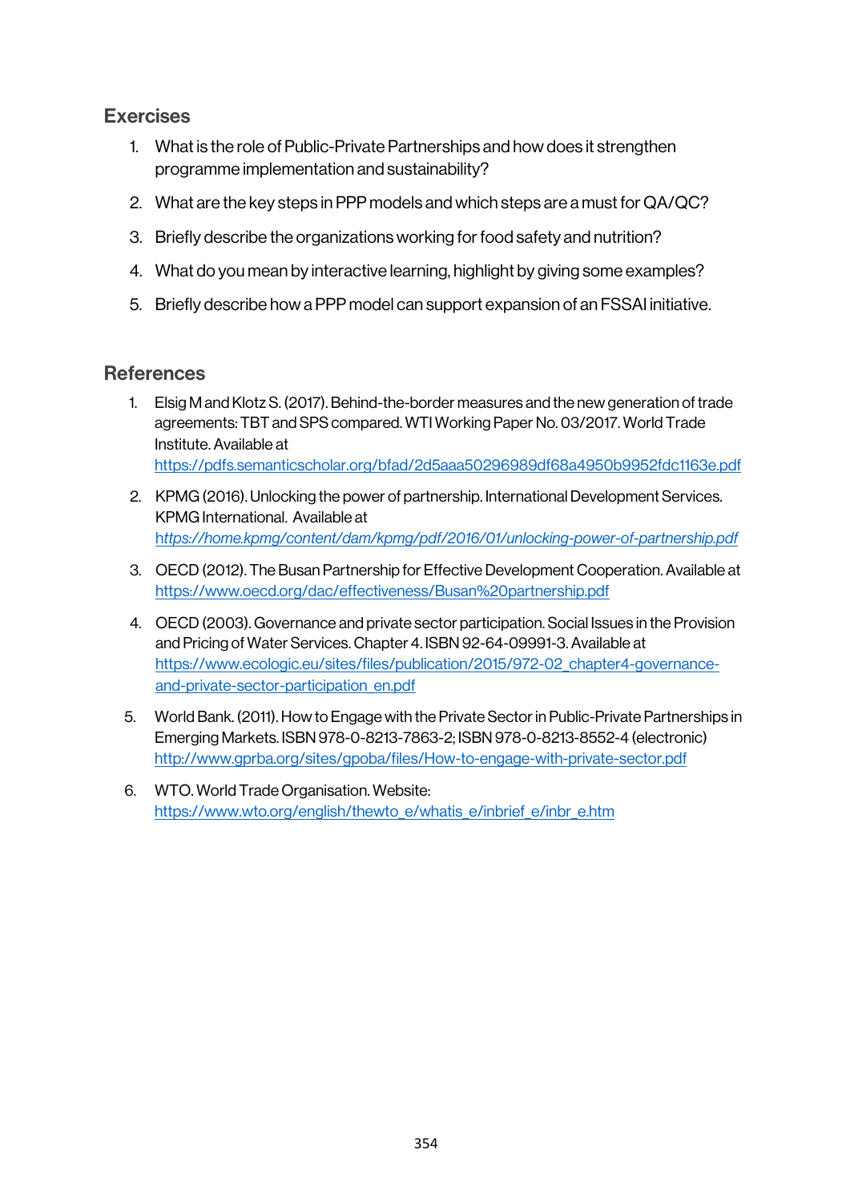## Exercises

1. What is the role of Public-Private Partnerships and how does it strengthen programme implementation and sustainability?
2. What are the key steps in PPP models and which steps are a must for QA/QC?
3. Briefly describe the organizations working for food safety and nutrition?
4. What do you mean by interactive learning, highlight by giving some examples?
5. Briefly describe how a PPP model can support expansion of an FSSAI initiative.

## References

1. Elsig M and Klotz S. (2017). Behind-the-border measures and the new generation of trade agreements: TBT and SPS compared. WTI Working Paper No. 03/2017. World Trade Institute. Available at https://pdfs.semanticscholar.org/bfad/2d5aaa50296989df68a4950b9952fdc1163e.pdf
2. KPMG (2016). Unlocking the power of partnership. International Development Services. KPMG International. Available at *https://home.kpmg/content/dam/kpmg/pdf/2016/01/unlocking-power-of-partnership.pdf*
3. OECD (2012). The Busan Partnership for Effective Development Cooperation. Available at https://www.oecd.org/dac/effectiveness/Busan%20partnership.pdf
4. OECD (2003). Governance and private sector participation. Social Issues in the Provision and Pricing of Water Services. Chapter 4. ISBN 92-64-09991-3. Available at https://www.ecologic.eu/sites/files/publication/2015/972-02_chapter4-governance-and-private-sector-participation_en.pdf
5. World Bank. (2011). How to Engage with the Private Sector in Public-Private Partnerships in Emerging Markets. ISBN 978-0-8213-7863-2; ISBN 978-0-8213-8552-4 (electronic) http://www.gprba.org/sites/gpoba/files/How-to-engage-with-private-sector.pdf
6. WTO. World Trade Organisation. Website: https://www.wto.org/english/thewto_e/whatis_e/inbrief_e/inbr_e.htm